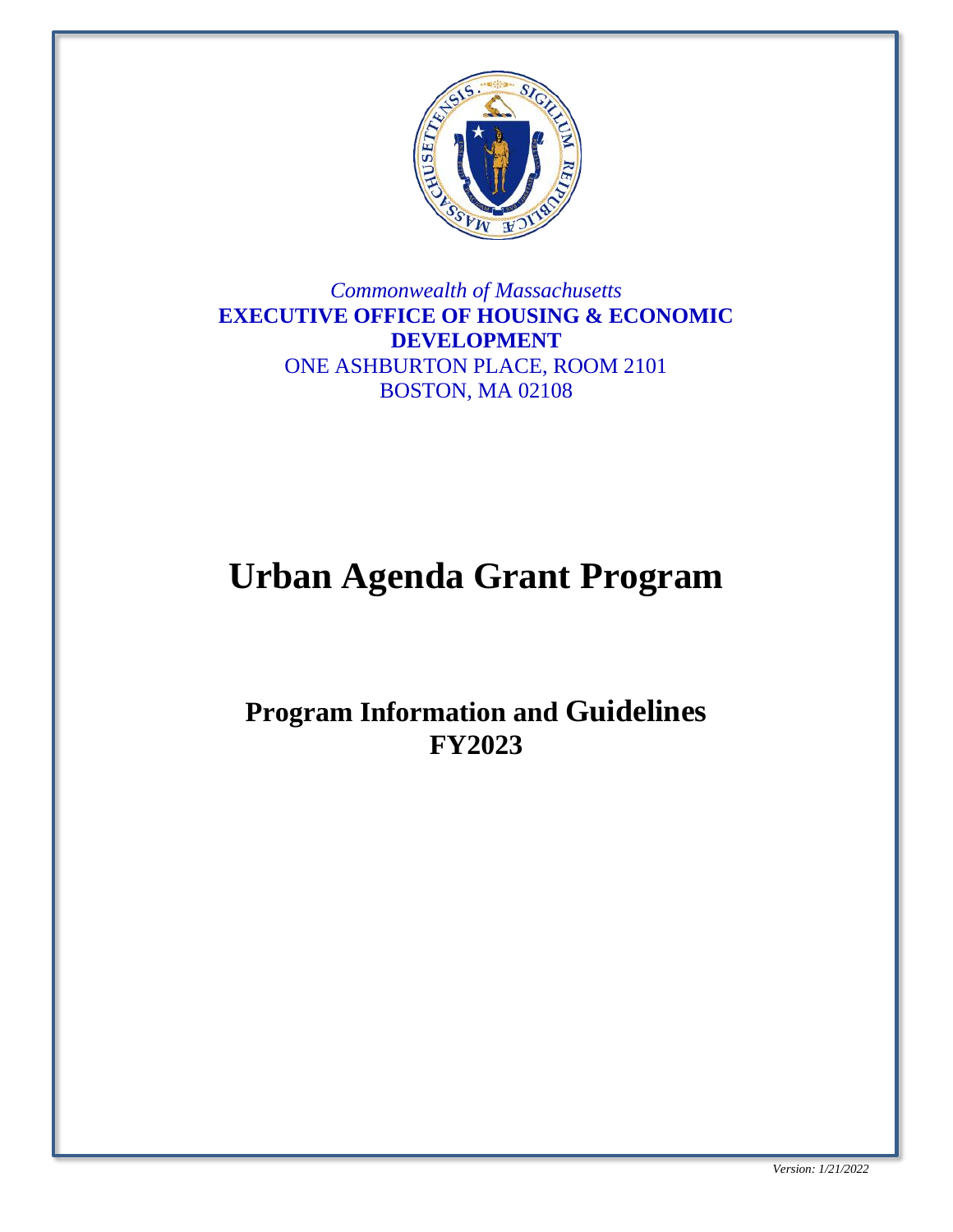*Commonwealth of Massachusetts*

**EXECUTIVE OFFICE OF HOUSING & ECONOMIC DEVELOPMENT**

ONE ASHBURTON PLACE, ROOM 2101

BOSTON, MA 02108

# Urban Agenda Grant Program

## Program Information and Guidelines FY2023

*Version: 1/21/2022*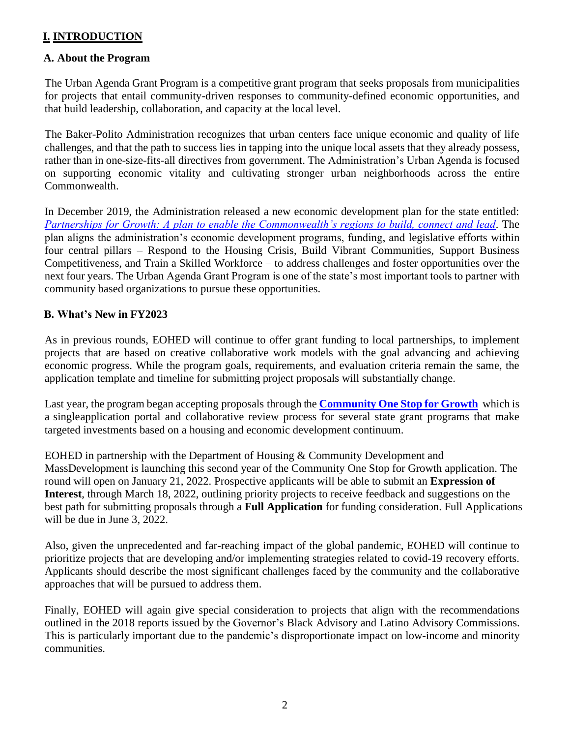# I. INTRODUCTION

## A. About the Program

The Urban Agenda Grant Program is a competitive grant program that seeks proposals from municipalities for projects that entail community-driven responses to community-defined economic opportunities, and that build leadership, collaboration, and capacity at the local level.

The Baker-Polito Administration recognizes that urban centers face unique economic and quality of life challenges, and that the path to success lies in tapping into the unique local assets that they already possess, rather than in one-size-fits-all directives from government. The Administration's Urban Agenda is focused on supporting economic vitality and cultivating stronger urban neighborhoods across the entire Commonwealth.

In December 2019, the Administration released a new economic development plan for the state entitled: *Partnerships for Growth: A plan to enable the Commonwealth's regions to build, connect and lead*. The plan aligns the administration's economic development programs, funding, and legislative efforts within four central pillars – Respond to the Housing Crisis, Build Vibrant Communities, Support Business Competitiveness, and Train a Skilled Workforce – to address challenges and foster opportunities over the next four years. The Urban Agenda Grant Program is one of the state's most important tools to partner with community based organizations to pursue these opportunities.

## B. What's New in FY2023

As in previous rounds, EOHED will continue to offer grant funding to local partnerships, to implement projects that are based on creative collaborative work models with the goal advancing and achieving economic progress. While the program goals, requirements, and evaluation criteria remain the same, the application template and timeline for submitting project proposals will substantially change.

Last year, the program began accepting proposals through the **Community One Stop for Growth** which is a singleapplication portal and collaborative review process for several state grant programs that make targeted investments based on a housing and economic development continuum.

EOHED in partnership with the Department of Housing & Community Development and MassDevelopment is launching this second year of the Community One Stop for Growth application. The round will open on January 21, 2022. Prospective applicants will be able to submit an **Expression of Interest**, through March 18, 2022, outlining priority projects to receive feedback and suggestions on the best path for submitting proposals through a **Full Application** for funding consideration. Full Applications will be due in June 3, 2022.

Also, given the unprecedented and far-reaching impact of the global pandemic, EOHED will continue to prioritize projects that are developing and/or implementing strategies related to covid-19 recovery efforts. Applicants should describe the most significant challenges faced by the community and the collaborative approaches that will be pursued to address them.

Finally, EOHED will again give special consideration to projects that align with the recommendations outlined in the 2018 reports issued by the Governor's Black Advisory and Latino Advisory Commissions. This is particularly important due to the pandemic's disproportionate impact on low-income and minority communities.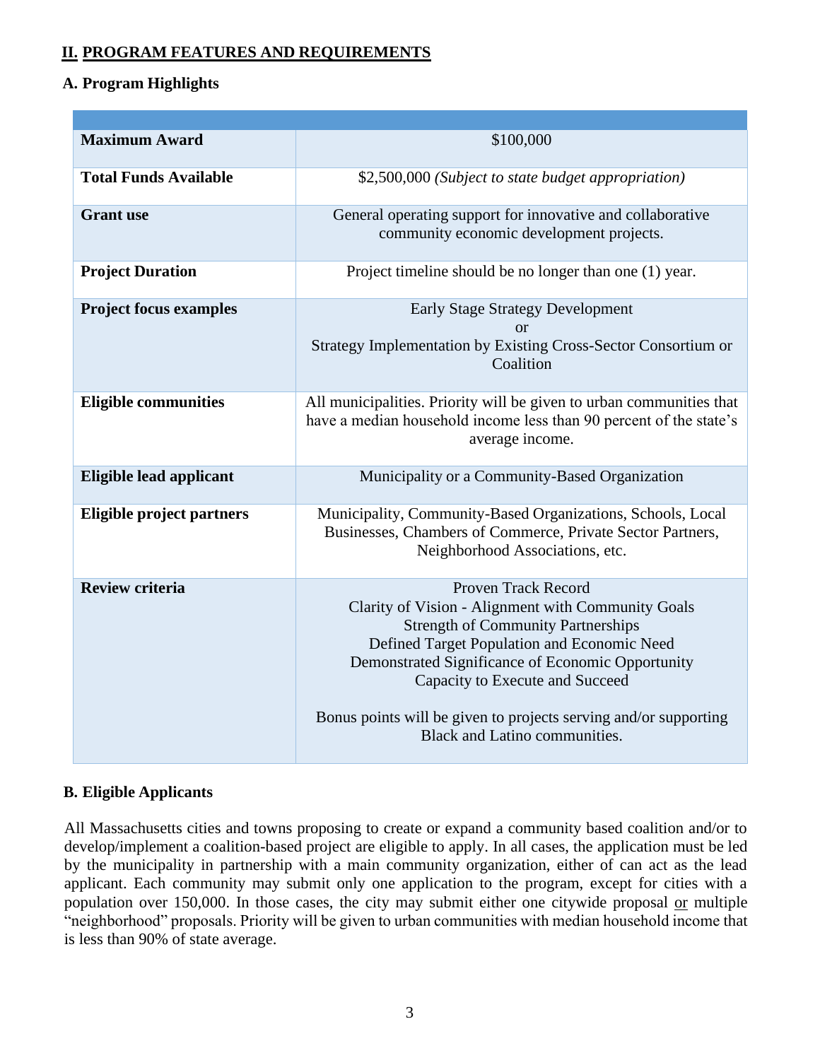## II. PROGRAM FEATURES AND REQUIREMENTS

### A. Program Highlights

| | |
|---|---|
| **Maximum Award** | $100,000 |
| **Total Funds Available** | $2,500,000 *(Subject to state budget appropriation)* |
| **Grant use** | General operating support for innovative and collaborative community economic development projects. |
| **Project Duration** | Project timeline should be no longer than one (1) year. |
| **Project focus examples** | Early Stage Strategy Development<br>or<br>Strategy Implementation by Existing Cross-Sector Consortium or Coalition |
| **Eligible communities** | All municipalities. Priority will be given to urban communities that have a median household income less than 90 percent of the state's average income. |
| **Eligible lead applicant** | Municipality or a Community-Based Organization |
| **Eligible project partners** | Municipality, Community-Based Organizations, Schools, Local Businesses, Chambers of Commerce, Private Sector Partners, Neighborhood Associations, etc. |
| **Review criteria** | Proven Track Record<br>Clarity of Vision - Alignment with Community Goals<br>Strength of Community Partnerships<br>Defined Target Population and Economic Need<br>Demonstrated Significance of Economic Opportunity<br>Capacity to Execute and Succeed<br><br>Bonus points will be given to projects serving and/or supporting Black and Latino communities. |

### B. Eligible Applicants

All Massachusetts cities and towns proposing to create or expand a community based coalition and/or to develop/implement a coalition-based project are eligible to apply. In all cases, the application must be led by the municipality in partnership with a main community organization, either of can act as the lead applicant. Each community may submit only one application to the program, except for cities with a population over 150,000. In those cases, the city may submit either one citywide proposal or multiple "neighborhood" proposals. Priority will be given to urban communities with median household income that is less than 90% of state average.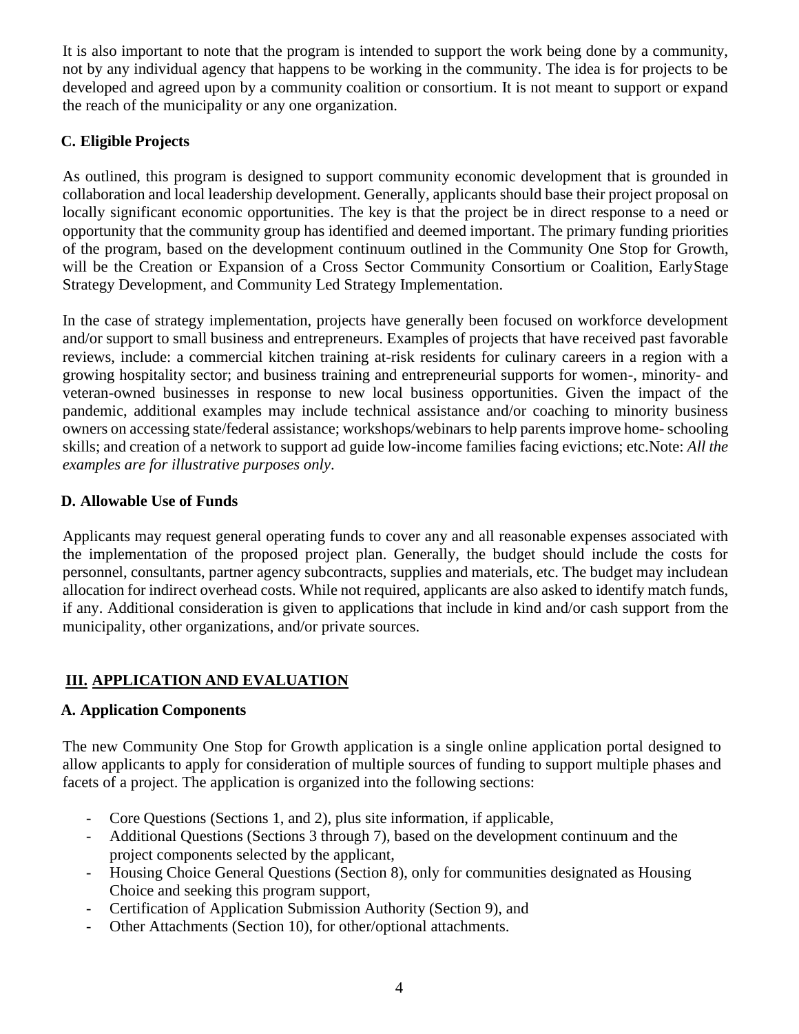It is also important to note that the program is intended to support the work being done by a community, not by any individual agency that happens to be working in the community. The idea is for projects to be developed and agreed upon by a community coalition or consortium. It is not meant to support or expand the reach of the municipality or any one organization.

### C. Eligible Projects

As outlined, this program is designed to support community economic development that is grounded in collaboration and local leadership development. Generally, applicants should base their project proposal on locally significant economic opportunities. The key is that the project be in direct response to a need or opportunity that the community group has identified and deemed important. The primary funding priorities of the program, based on the development continuum outlined in the Community One Stop for Growth, will be the Creation or Expansion of a Cross Sector Community Consortium or Coalition, EarlyStage Strategy Development, and Community Led Strategy Implementation.

In the case of strategy implementation, projects have generally been focused on workforce development and/or support to small business and entrepreneurs. Examples of projects that have received past favorable reviews, include: a commercial kitchen training at-risk residents for culinary careers in a region with a growing hospitality sector; and business training and entrepreneurial supports for women-, minority- and veteran-owned businesses in response to new local business opportunities. Given the impact of the pandemic, additional examples may include technical assistance and/or coaching to minority business owners on accessing state/federal assistance; workshops/webinars to help parents improve home- schooling skills; and creation of a network to support ad guide low-income families facing evictions; etc.Note: *All the examples are for illustrative purposes only*.

### D. Allowable Use of Funds

Applicants may request general operating funds to cover any and all reasonable expenses associated with the implementation of the proposed project plan. Generally, the budget should include the costs for personnel, consultants, partner agency subcontracts, supplies and materials, etc. The budget may includean allocation for indirect overhead costs. While not required, applicants are also asked to identify match funds, if any. Additional consideration is given to applications that include in kind and/or cash support from the municipality, other organizations, and/or private sources.

## III. APPLICATION AND EVALUATION

### A. Application Components

The new Community One Stop for Growth application is a single online application portal designed to allow applicants to apply for consideration of multiple sources of funding to support multiple phases and facets of a project. The application is organized into the following sections:

- Core Questions (Sections 1, and 2), plus site information, if applicable,
- Additional Questions (Sections 3 through 7), based on the development continuum and the project components selected by the applicant,
- Housing Choice General Questions (Section 8), only for communities designated as Housing Choice and seeking this program support,
- Certification of Application Submission Authority (Section 9), and
- Other Attachments (Section 10), for other/optional attachments.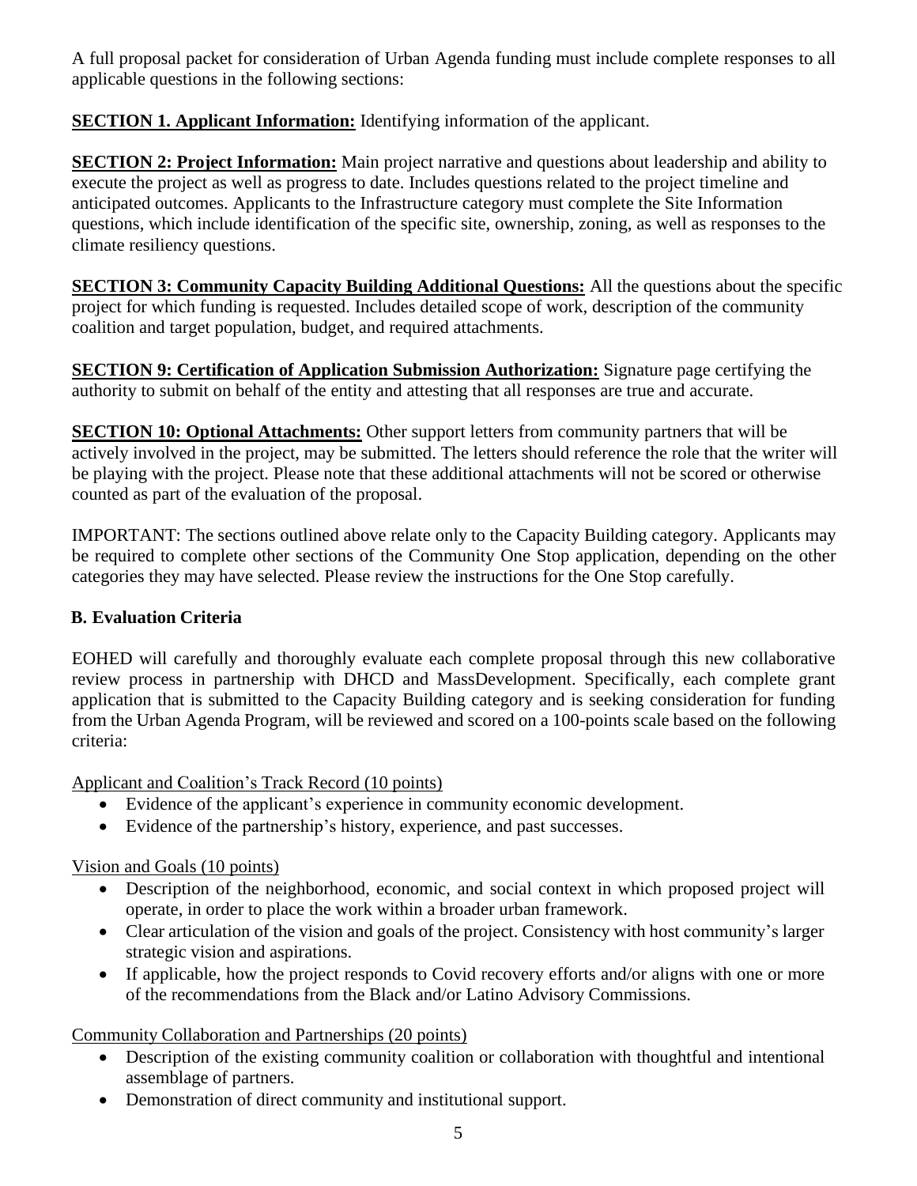A full proposal packet for consideration of Urban Agenda funding must include complete responses to all applicable questions in the following sections:

**SECTION 1. Applicant Information:** Identifying information of the applicant.

**SECTION 2: Project Information:** Main project narrative and questions about leadership and ability to execute the project as well as progress to date. Includes questions related to the project timeline and anticipated outcomes. Applicants to the Infrastructure category must complete the Site Information questions, which include identification of the specific site, ownership, zoning, as well as responses to the climate resiliency questions.

**SECTION 3: Community Capacity Building Additional Questions:** All the questions about the specific project for which funding is requested. Includes detailed scope of work, description of the community coalition and target population, budget, and required attachments.

**SECTION 9: Certification of Application Submission Authorization:** Signature page certifying the authority to submit on behalf of the entity and attesting that all responses are true and accurate.

**SECTION 10: Optional Attachments:** Other support letters from community partners that will be actively involved in the project, may be submitted. The letters should reference the role that the writer will be playing with the project. Please note that these additional attachments will not be scored or otherwise counted as part of the evaluation of the proposal.

IMPORTANT: The sections outlined above relate only to the Capacity Building category. Applicants may be required to complete other sections of the Community One Stop application, depending on the other categories they may have selected. Please review the instructions for the One Stop carefully.

## B. Evaluation Criteria

EOHED will carefully and thoroughly evaluate each complete proposal through this new collaborative review process in partnership with DHCD and MassDevelopment. Specifically, each complete grant application that is submitted to the Capacity Building category and is seeking consideration for funding from the Urban Agenda Program, will be reviewed and scored on a 100-points scale based on the following criteria:

Applicant and Coalition's Track Record (10 points)

- Evidence of the applicant's experience in community economic development.
- Evidence of the partnership's history, experience, and past successes.

Vision and Goals (10 points)

- Description of the neighborhood, economic, and social context in which proposed project will operate, in order to place the work within a broader urban framework.
- Clear articulation of the vision and goals of the project. Consistency with host community's larger strategic vision and aspirations.
- If applicable, how the project responds to Covid recovery efforts and/or aligns with one or more of the recommendations from the Black and/or Latino Advisory Commissions.

Community Collaboration and Partnerships (20 points)

- Description of the existing community coalition or collaboration with thoughtful and intentional assemblage of partners.
- Demonstration of direct community and institutional support.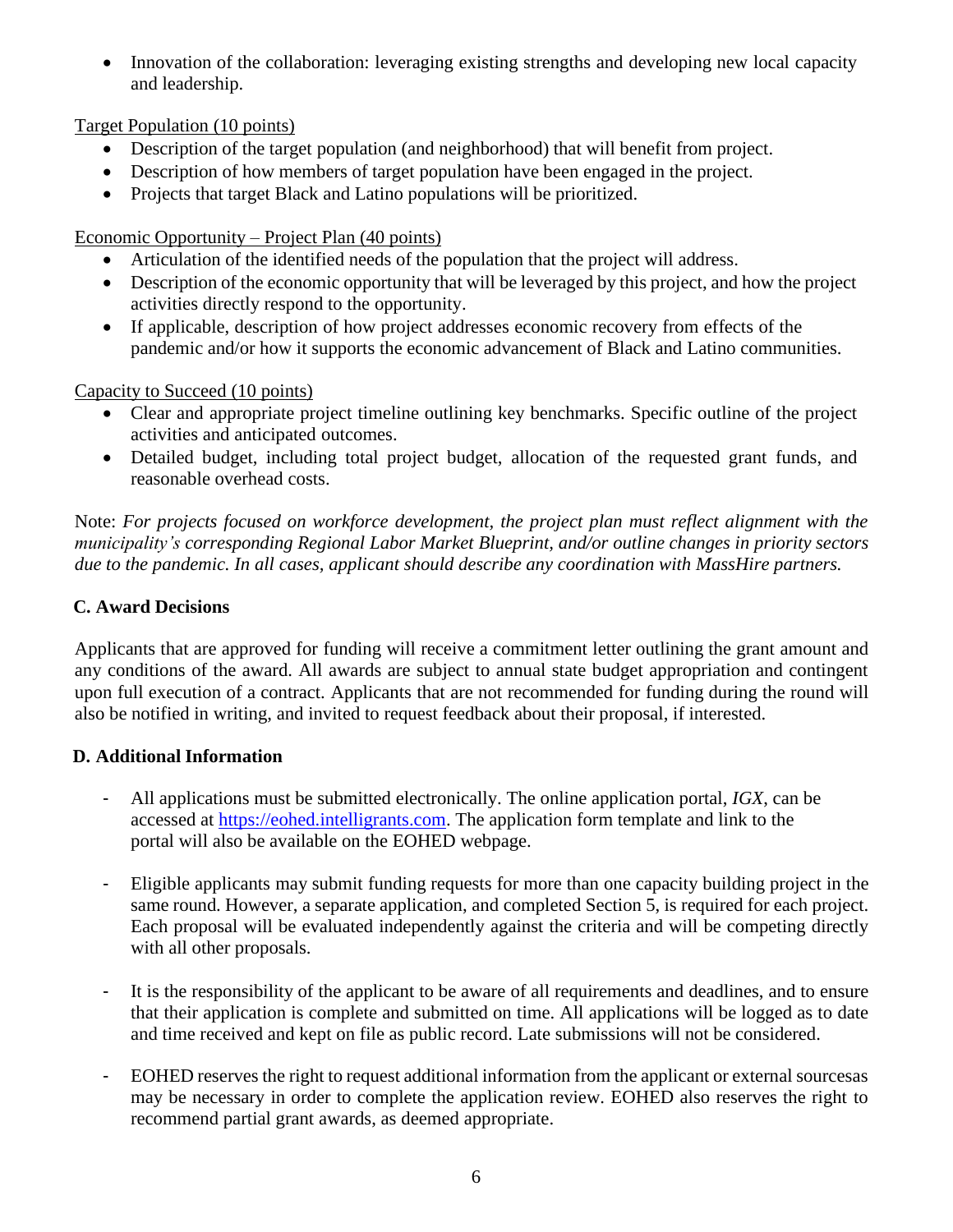- Innovation of the collaboration: leveraging existing strengths and developing new local capacity and leadership.

Target Population (10 points)

- Description of the target population (and neighborhood) that will benefit from project.
- Description of how members of target population have been engaged in the project.
- Projects that target Black and Latino populations will be prioritized.

Economic Opportunity – Project Plan (40 points)

- Articulation of the identified needs of the population that the project will address.
- Description of the economic opportunity that will be leveraged by this project, and how the project activities directly respond to the opportunity.
- If applicable, description of how project addresses economic recovery from effects of the pandemic and/or how it supports the economic advancement of Black and Latino communities.

Capacity to Succeed (10 points)

- Clear and appropriate project timeline outlining key benchmarks. Specific outline of the project activities and anticipated outcomes.
- Detailed budget, including total project budget, allocation of the requested grant funds, and reasonable overhead costs.

Note: *For projects focused on workforce development, the project plan must reflect alignment with the municipality's corresponding Regional Labor Market Blueprint, and/or outline changes in priority sectors due to the pandemic. In all cases, applicant should describe any coordination with MassHire partners.*

### C. Award Decisions

Applicants that are approved for funding will receive a commitment letter outlining the grant amount and any conditions of the award. All awards are subject to annual state budget appropriation and contingent upon full execution of a contract. Applicants that are not recommended for funding during the round will also be notified in writing, and invited to request feedback about their proposal, if interested.

### D. Additional Information

- All applications must be submitted electronically. The online application portal, *IGX*, can be accessed at [https://eohed.intelligrants.com](https://eohed.intelligrants.com). The application form template and link to the portal will also be available on the EOHED webpage.

- Eligible applicants may submit funding requests for more than one capacity building project in the same round. However, a separate application, and completed Section 5, is required for each project. Each proposal will be evaluated independently against the criteria and will be competing directly with all other proposals.

- It is the responsibility of the applicant to be aware of all requirements and deadlines, and to ensure that their application is complete and submitted on time. All applications will be logged as to date and time received and kept on file as public record. Late submissions will not be considered.

- EOHED reserves the right to request additional information from the applicant or external sourcesas may be necessary in order to complete the application review. EOHED also reserves the right to recommend partial grant awards, as deemed appropriate.